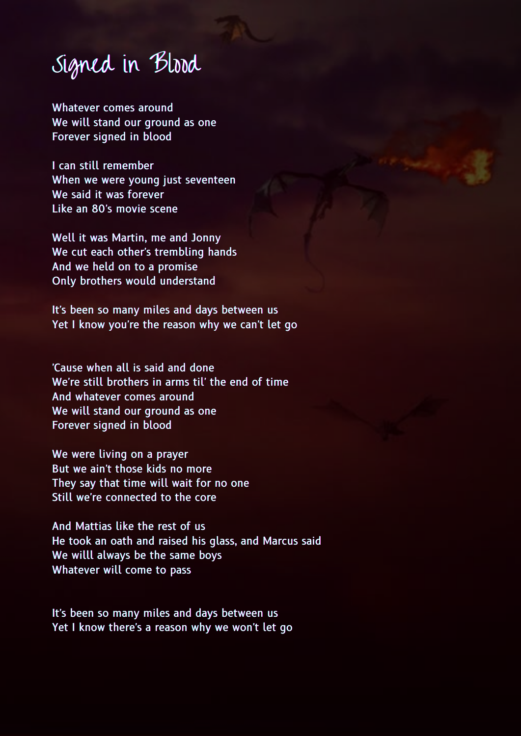# Signed in Blood

Whatever comes around
We will stand our ground as one
Forever signed in blood

I can still remember
When we were young just seventeen
We said it was forever
Like an 80's movie scene

Well it was Martin, me and Jonny
We cut each other's trembling hands
And we held on to a promise
Only brothers would understand

It's been so many miles and days between us
Yet I know you're the reason why we can't let go

'Cause when all is said and done
We're still brothers in arms til' the end of time
And whatever comes around
We will stand our ground as one
Forever signed in blood

We were living on a prayer
But we ain't those kids no more
They say that time will wait for no one
Still we're connected to the core

And Mattias like the rest of us
He took an oath and raised his glass, and Marcus said
We willl always be the same boys
Whatever will come to pass

It's been so many miles and days between us
Yet I know there's a reason why we won't let go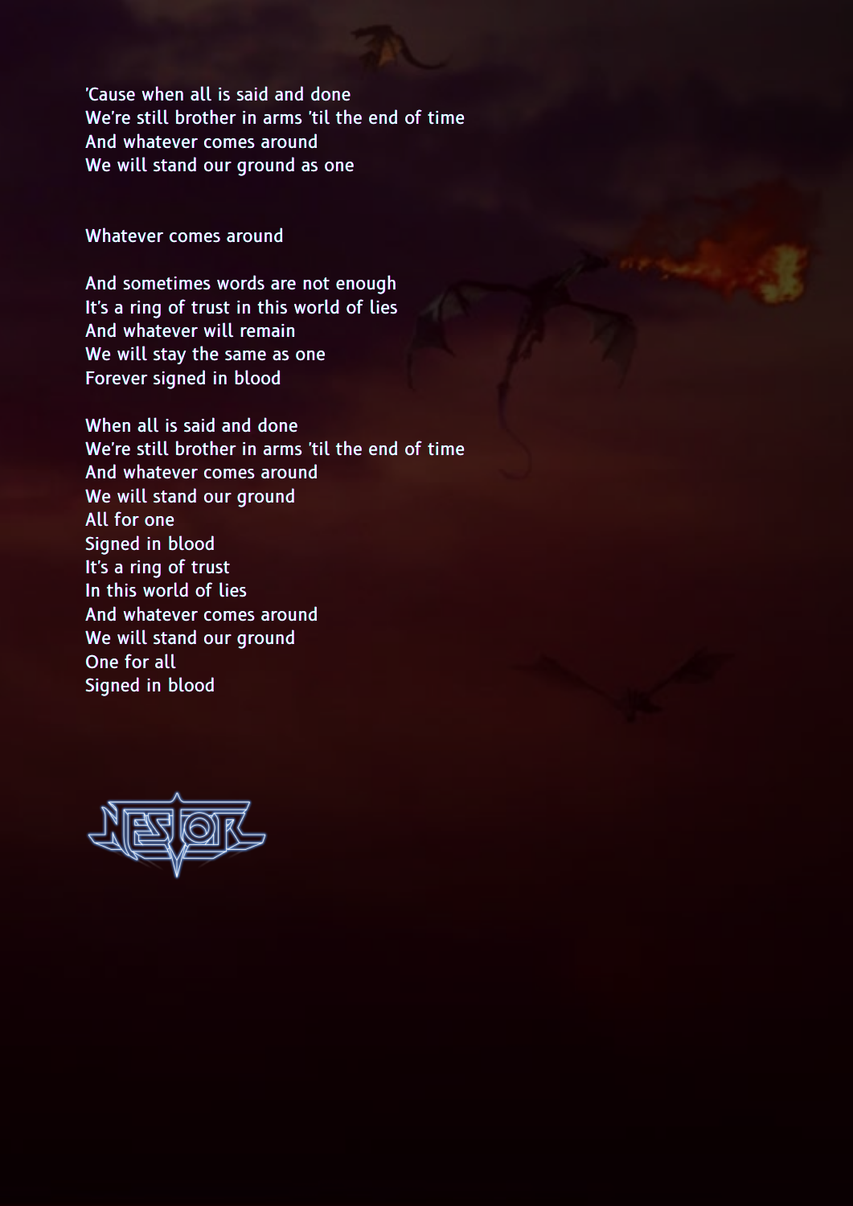'Cause when all is said and done  
We're still brother in arms 'til the end of time  
And whatever comes around  
We will stand our ground as one

Whatever comes around

And sometimes words are not enough  
It's a ring of trust in this world of lies  
And whatever will remain  
We will stay the same as one  
Forever signed in blood

When all is said and done  
We're still brother in arms 'til the end of time  
And whatever comes around  
We will stand our ground  
All for one  
Signed in blood  
It's a ring of trust  
In this world of lies  
And whatever comes around  
We will stand our ground  
One for all  
Signed in blood

NESTOR